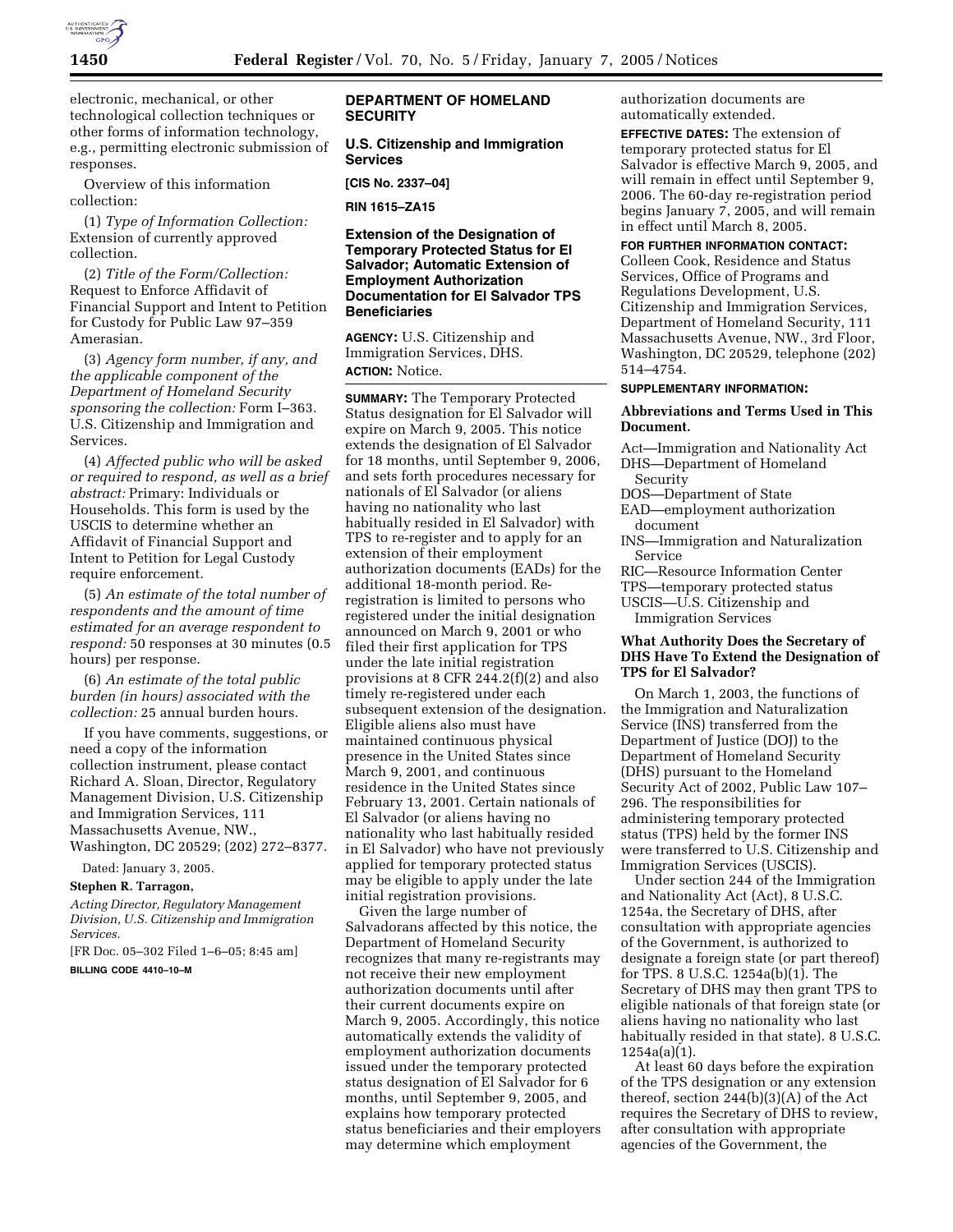electronic, mechanical, or other technological collection techniques or other forms of information technology, e.g., permitting electronic submission of responses.

Overview of this information collection:

(1) *Type of Information Collection:* Extension of currently approved collection.

(2) *Title of the Form/Collection:* Request to Enforce Affidavit of Financial Support and Intent to Petition for Custody for Public Law 97–359 Amerasian.

(3) *Agency form number, if any, and the applicable component of the Department of Homeland Security sponsoring the collection:* Form I–363. U.S. Citizenship and Immigration and Services.

(4) *Affected public who will be asked or required to respond, as well as a brief abstract:* Primary: Individuals or Households. This form is used by the USCIS to determine whether an Affidavit of Financial Support and Intent to Petition for Legal Custody require enforcement.

(5) *An estimate of the total number of respondents and the amount of time estimated for an average respondent to respond:* 50 responses at 30 minutes (0.5 hours) per response.

(6) *An estimate of the total public burden (in hours) associated with the collection:* 25 annual burden hours.

If you have comments, suggestions, or need a copy of the information collection instrument, please contact Richard A. Sloan, Director, Regulatory Management Division, U.S. Citizenship and Immigration Services, 111 Massachusetts Avenue, NW., Washington, DC 20529; (202) 272–8377.

Dated: January 3, 2005.

**Stephen R. Tarragon,**

*Acting Director, Regulatory Management Division, U.S. Citizenship and Immigration Services.*

[FR Doc. 05–302 Filed 1–6–05; 8:45 am]

**BILLING CODE 4410–10–M**

## DEPARTMENT OF HOMELAND SECURITY

### U.S. Citizenship and Immigration Services

**[CIS No. 2337–04]**

**RIN 1615–ZA15**

### Extension of the Designation of Temporary Protected Status for El Salvador; Automatic Extension of Employment Authorization Documentation for El Salvador TPS Beneficiaries

**AGENCY:** U.S. Citizenship and Immigration Services, DHS.

**ACTION:** Notice.

**SUMMARY:** The Temporary Protected Status designation for El Salvador will expire on March 9, 2005. This notice extends the designation of El Salvador for 18 months, until September 9, 2006, and sets forth procedures necessary for nationals of El Salvador (or aliens having no nationality who last habitually resided in El Salvador) with TPS to re-register and to apply for an extension of their employment authorization documents (EADs) for the additional 18-month period. Re-registration is limited to persons who registered under the initial designation announced on March 9, 2001 or who filed their first application for TPS under the late initial registration provisions at 8 CFR 244.2(f)(2) and also timely re-registered under each subsequent extension of the designation. Eligible aliens also must have maintained continuous physical presence in the United States since March 9, 2001, and continuous residence in the United States since February 13, 2001. Certain nationals of El Salvador (or aliens having no nationality who last habitually resided in El Salvador) who have not previously applied for temporary protected status may be eligible to apply under the late initial registration provisions.

Given the large number of Salvadorans affected by this notice, the Department of Homeland Security recognizes that many re-registrants may not receive their new employment authorization documents until after their current documents expire on March 9, 2005. Accordingly, this notice automatically extends the validity of employment authorization documents issued under the temporary protected status designation of El Salvador for 6 months, until September 9, 2005, and explains how temporary protected status beneficiaries and their employers may determine which employment authorization documents are automatically extended.

**EFFECTIVE DATES:** The extension of temporary protected status for El Salvador is effective March 9, 2005, and will remain in effect until September 9, 2006. The 60-day re-registration period begins January 7, 2005, and will remain in effect until March 8, 2005.

**FOR FURTHER INFORMATION CONTACT:** Colleen Cook, Residence and Status Services, Office of Programs and Regulations Development, U.S. Citizenship and Immigration Services, Department of Homeland Security, 111 Massachusetts Avenue, NW., 3rd Floor, Washington, DC 20529, telephone (202) 514–4754.

**SUPPLEMENTARY INFORMATION:**

### Abbreviations and Terms Used in This Document.

Act—Immigration and Nationality Act
DHS—Department of Homeland Security
DOS—Department of State
EAD—employment authorization document
INS—Immigration and Naturalization Service
RIC—Resource Information Center
TPS—temporary protected status
USCIS—U.S. Citizenship and Immigration Services

### What Authority Does the Secretary of DHS Have To Extend the Designation of TPS for El Salvador?

On March 1, 2003, the functions of the Immigration and Naturalization Service (INS) transferred from the Department of Justice (DOJ) to the Department of Homeland Security (DHS) pursuant to the Homeland Security Act of 2002, Public Law 107–296. The responsibilities for administering temporary protected status (TPS) held by the former INS were transferred to U.S. Citizenship and Immigration Services (USCIS).

Under section 244 of the Immigration and Nationality Act (Act), 8 U.S.C. 1254a, the Secretary of DHS, after consultation with appropriate agencies of the Government, is authorized to designate a foreign state (or part thereof) for TPS. 8 U.S.C. 1254a(b)(1). The Secretary of DHS may then grant TPS to eligible nationals of that foreign state (or aliens having no nationality who last habitually resided in that state). 8 U.S.C. 1254a(a)(1).

At least 60 days before the expiration of the TPS designation or any extension thereof, section 244(b)(3)(A) of the Act requires the Secretary of DHS to review, after consultation with appropriate agencies of the Government, the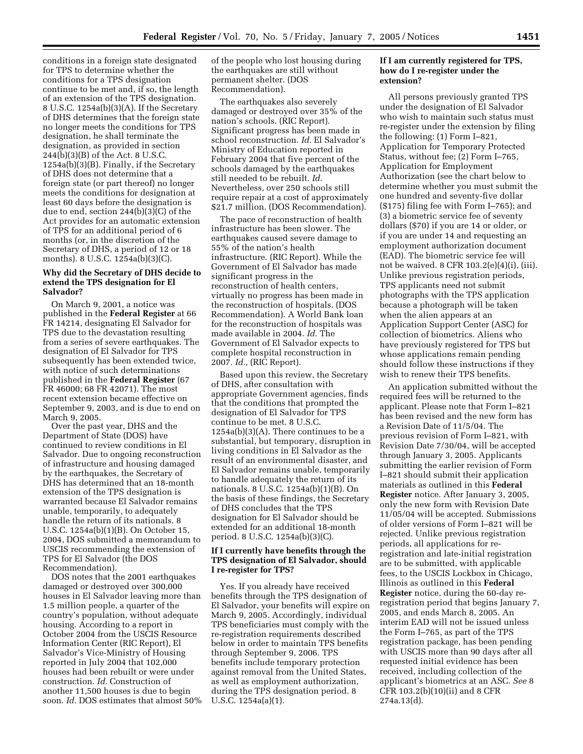conditions in a foreign state designated for TPS to determine whether the conditions for a TPS designation continue to be met and, if so, the length of an extension of the TPS designation. 8 U.S.C. 1254a(b)(3)(A). If the Secretary of DHS determines that the foreign state no longer meets the conditions for TPS designation, he shall terminate the designation, as provided in section 244(b)(3)(B) of the Act. 8 U.S.C. 1254a(b)(3)(B). Finally, if the Secretary of DHS does not determine that a foreign state (or part thereof) no longer meets the conditions for designation at least 60 days before the designation is due to end, section 244(b)(3)(C) of the Act provides for an automatic extension of TPS for an additional period of 6 months (or, in the discretion of the Secretary of DHS, a period of 12 or 18 months). 8 U.S.C. 1254a(b)(3)(C).

### Why did the Secretary of DHS decide to extend the TPS designation for El Salvador?

On March 9, 2001, a notice was published in the **Federal Register** at 66 FR 14214, designating El Salvador for TPS due to the devastation resulting from a series of severe earthquakes. The designation of El Salvador for TPS subsequently has been extended twice, with notice of such determinations published in the **Federal Register** (67 FR 46000; 68 FR 42071). The most recent extension became effective on September 9, 2003, and is due to end on March 9, 2005.

Over the past year, DHS and the Department of State (DOS) have continued to review conditions in El Salvador. Due to ongoing reconstruction of infrastructure and housing damaged by the earthquakes, the Secretary of DHS has determined that an 18-month extension of the TPS designation is warranted because El Salvador remains unable, temporarily, to adequately handle the return of its nationals. 8 U.S.C. 1254a(b)(1)(B). On October 15, 2004, DOS submitted a memorandum to USCIS recommending the extension of TPS for El Salvador (the DOS Recommendation).

DOS notes that the 2001 earthquakes damaged or destroyed over 300,000 houses in El Salvador leaving more than 1.5 million people, a quarter of the country's population, without adequate housing. According to a report in October 2004 from the USCIS Resource Information Center (RIC Report), El Salvador's Vice-Ministry of Housing reported in July 2004 that 102,000 houses had been rebuilt or were under construction. *Id.* Construction of another 11,500 houses is due to begin soon. *Id.* DOS estimates that almost 50% of the people who lost housing during the earthquakes are still without permanent shelter. (DOS Recommendation).

The earthquakes also severely damaged or destroyed over 35% of the nation's schools. (RIC Report). Significant progress has been made in school reconstruction. *Id.* El Salvador's Ministry of Education reported in February 2004 that five percent of the schools damaged by the earthquakes still needed to be rebuilt. *Id.* Nevertheless, over 250 schools still require repair at a cost of approximately $21.7 million. (DOS Recommendation).

The pace of reconstruction of health infrastructure has been slower. The earthquakes caused severe damage to 55% of the nation's health infrastructure. (RIC Report). While the Government of El Salvador has made significant progress in the reconstruction of health centers, virtually no progress has been made in the reconstruction of hospitals. (DOS Recommendation). A World Bank loan for the reconstruction of hospitals was made available in 2004. *Id.* The Government of El Salvador expects to complete hospital reconstruction in 2007. *Id.,* (RIC Report).

Based upon this review, the Secretary of DHS, after consultation with appropriate Government agencies, finds that the conditions that prompted the designation of El Salvador for TPS continue to be met. 8 U.S.C. 1254a(b)(3)(A). There continues to be a substantial, but temporary, disruption in living conditions in El Salvador as the result of an environmental disaster, and El Salvador remains unable, temporarily to handle adequately the return of its nationals. 8 U.S.C. 1254a(b)(1)(B). On the basis of these findings, the Secretary of DHS concludes that the TPS designation for El Salvador should be extended for an additional 18-month period. 8 U.S.C. 1254a(b)(3)(C).

### If I currently have benefits through the TPS designation of El Salvador, should I re-register for TPS?

Yes. If you already have received benefits through the TPS designation of El Salvador, your benefits will expire on March 9, 2005. Accordingly, individual TPS beneficiaries must comply with the re-registration requirements described below in order to maintain TPS benefits through September 9, 2006. TPS benefits include temporary protection against removal from the United States, as well as employment authorization, during the TPS designation period. 8 U.S.C. 1254a(a)(1).

### If I am currently registered for TPS, how do I re-register under the extension?

All persons previously granted TPS under the designation of El Salvador who wish to maintain such status must re-register under the extension by filing the following: (1) Form I–821, Application for Temporary Protected Status, without fee; (2) Form I–765, Application for Employment Authorization (see the chart below to determine whether you must submit the one hundred and seventy-five dollar ($175) filing fee with Form I–765); and (3) a biometric service fee of seventy dollars ($70) if you are 14 or older, or if you are under 14 and requesting an employment authorization document (EAD). The biometric service fee will not be waived. 8 CFR 103.2(e)(4)(i), (iii). Unlike previous registration periods, TPS applicants need not submit photographs with the TPS application because a photograph will be taken when the alien appears at an Application Support Center (ASC) for collection of biometrics. Aliens who have previously registered for TPS but whose applications remain pending should follow these instructions if they wish to renew their TPS benefits.

An application submitted without the required fees will be returned to the applicant. Please note that Form I–821 has been revised and the new form has a Revision Date of 11/5/04. The previous revision of Form I–821, with Revision Date 7/30/04, will be accepted through January 3, 2005. Applicants submitting the earlier revision of Form I–821 should submit their application materials as outlined in this **Federal Register** notice. After January 3, 2005, only the new form with Revision Date 11/05/04 will be accepted. Submissions of older versions of Form I–821 will be rejected. Unlike previous registration periods, all applications for re-registration and late-initial registration are to be submitted, with applicable fees, to the USCIS Lockbox in Chicago, Illinois as outlined in this **Federal Register** notice, during the 60-day re-registration period that begins January 7, 2005, and ends March 8, 2005. An interim EAD will not be issued unless the Form I–765, as part of the TPS registration package, has been pending with USCIS more than 90 days after all requested initial evidence has been received, including collection of the applicant's biometrics at an ASC. *See* 8 CFR 103.2(b)(10)(ii) and 8 CFR 274a.13(d).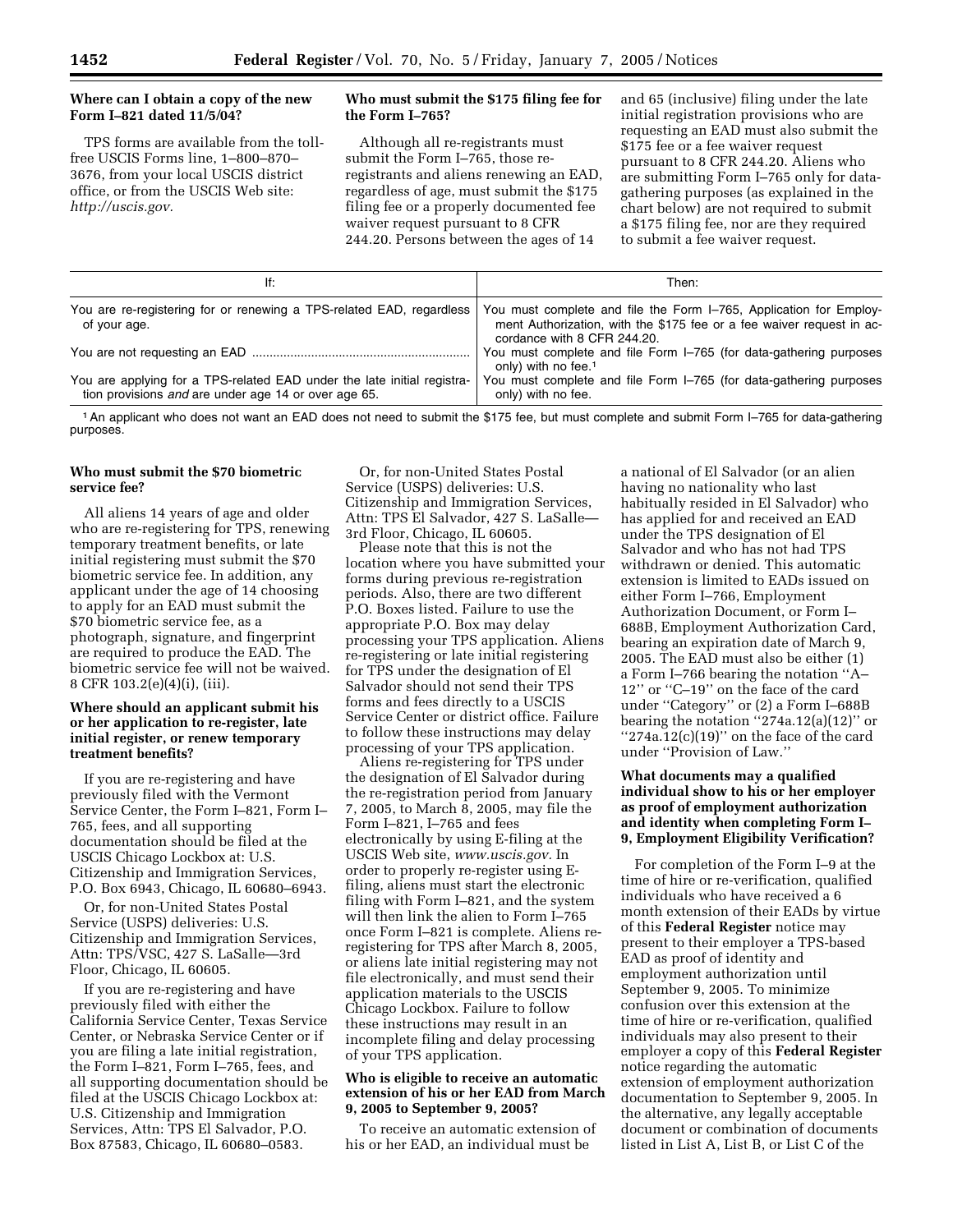**Where can I obtain a copy of the new Form I–821 dated 11/5/04?**

TPS forms are available from the toll-free USCIS Forms line, 1–800–870–3676, from your local USCIS district office, or from the USCIS Web site: *http://uscis.gov.*

**Who must submit the $175 filing fee for the Form I–765?**

Although all re-registrants must submit the Form I–765, those re-registrants and aliens renewing an EAD, regardless of age, must submit the $175 filing fee or a properly documented fee waiver request pursuant to 8 CFR 244.20. Persons between the ages of 14 and 65 (inclusive) filing under the late initial registration provisions who are requesting an EAD must also submit the $175 fee or a fee waiver request pursuant to 8 CFR 244.20. Aliens who are submitting Form I–765 only for data-gathering purposes (as explained in the chart below) are not required to submit a $175 filing fee, nor are they required to submit a fee waiver request.

| If: | Then: |
|---|---|
| You are re-registering for or renewing a TPS-related EAD, regardless of your age. | You must complete and file the Form I–765, Application for Employment Authorization, with the $175 fee or a fee waiver request in accordance with 8 CFR 244.20. |
| You are not requesting an EAD | You must complete and file Form I–765 (for data-gathering purposes only) with no fee.[1] |
| You are applying for a TPS-related EAD under the late initial registration provisions *and* are under age 14 or over age 65. | You must complete and file Form I–765 (for data-gathering purposes only) with no fee. |

[1] An applicant who does not want an EAD does not need to submit the $175 fee, but must complete and submit Form I–765 for data-gathering purposes.

**Who must submit the $70 biometric service fee?**

All aliens 14 years of age and older who are re-registering for TPS, renewing temporary treatment benefits, or late initial registering must submit the $70 biometric service fee. In addition, any applicant under the age of 14 choosing to apply for an EAD must submit the $70 biometric service fee, as a photograph, signature, and fingerprint are required to produce the EAD. The biometric service fee will not be waived. 8 CFR 103.2(e)(4)(i), (iii).

**Where should an applicant submit his or her application to re-register, late initial register, or renew temporary treatment benefits?**

If you are re-registering and have previously filed with the Vermont Service Center, the Form I–821, Form I–765, fees, and all supporting documentation should be filed at the USCIS Chicago Lockbox at: U.S. Citizenship and Immigration Services, P.O. Box 6943, Chicago, IL 60680–6943.

Or, for non-United States Postal Service (USPS) deliveries: U.S. Citizenship and Immigration Services, Attn: TPS/VSC, 427 S. LaSalle—3rd Floor, Chicago, IL 60605.

If you are re-registering and have previously filed with either the California Service Center, Texas Service Center, or Nebraska Service Center or if you are filing a late initial registration, the Form I–821, Form I–765, fees, and all supporting documentation should be filed at the USCIS Chicago Lockbox at: U.S. Citizenship and Immigration Services, Attn: TPS El Salvador, P.O. Box 87583, Chicago, IL 60680–0583.

Or, for non-United States Postal Service (USPS) deliveries: U.S. Citizenship and Immigration Services, Attn: TPS El Salvador, 427 S. LaSalle—3rd Floor, Chicago, IL 60605.

Please note that this is not the location where you have submitted your forms during previous re-registration periods. Also, there are two different P.O. Boxes listed. Failure to use the appropriate P.O. Box may delay processing your TPS application. Aliens re-registering or late initial registering for TPS under the designation of El Salvador should not send their TPS forms and fees directly to a USCIS Service Center or district office. Failure to follow these instructions may delay processing of your TPS application.

Aliens re-registering for TPS under the designation of El Salvador during the re-registration period from January 7, 2005, to March 8, 2005, may file the Form I–821, I–765 and fees electronically by using E-filing at the USCIS Web site, *www.uscis.gov.* In order to properly re-register using E-filing, aliens must start the electronic filing with Form I–821, and the system will then link the alien to Form I–765 once Form I–821 is complete. Aliens re-registering for TPS after March 8, 2005, or aliens late initial registering may not file electronically, and must send their application materials to the USCIS Chicago Lockbox. Failure to follow these instructions may result in an incomplete filing and delay processing of your TPS application.

**Who is eligible to receive an automatic extension of his or her EAD from March 9, 2005 to September 9, 2005?**

To receive an automatic extension of his or her EAD, an individual must be a national of El Salvador (or an alien having no nationality who last habitually resided in El Salvador) who has applied for and received an EAD under the TPS designation of El Salvador and who has not had TPS withdrawn or denied. This automatic extension is limited to EADs issued on either Form I–766, Employment Authorization Document, or Form I–688B, Employment Authorization Card, bearing an expiration date of March 9, 2005. The EAD must also be either (1) a Form I–766 bearing the notation ''A–12'' or ''C–19'' on the face of the card under ''Category'' or (2) a Form I–688B bearing the notation ''274a.12(a)(12)'' or ''274a.12(c)(19)'' on the face of the card under ''Provision of Law.''

**What documents may a qualified individual show to his or her employer as proof of employment authorization and identity when completing Form I–9, Employment Eligibility Verification?**

For completion of the Form I–9 at the time of hire or re-verification, qualified individuals who have received a 6 month extension of their EADs by virtue of this **Federal Register** notice may present to their employer a TPS-based EAD as proof of identity and employment authorization until September 9, 2005. To minimize confusion over this extension at the time of hire or re-verification, qualified individuals may also present to their employer a copy of this **Federal Register** notice regarding the automatic extension of employment authorization documentation to September 9, 2005. In the alternative, any legally acceptable document or combination of documents listed in List A, List B, or List C of the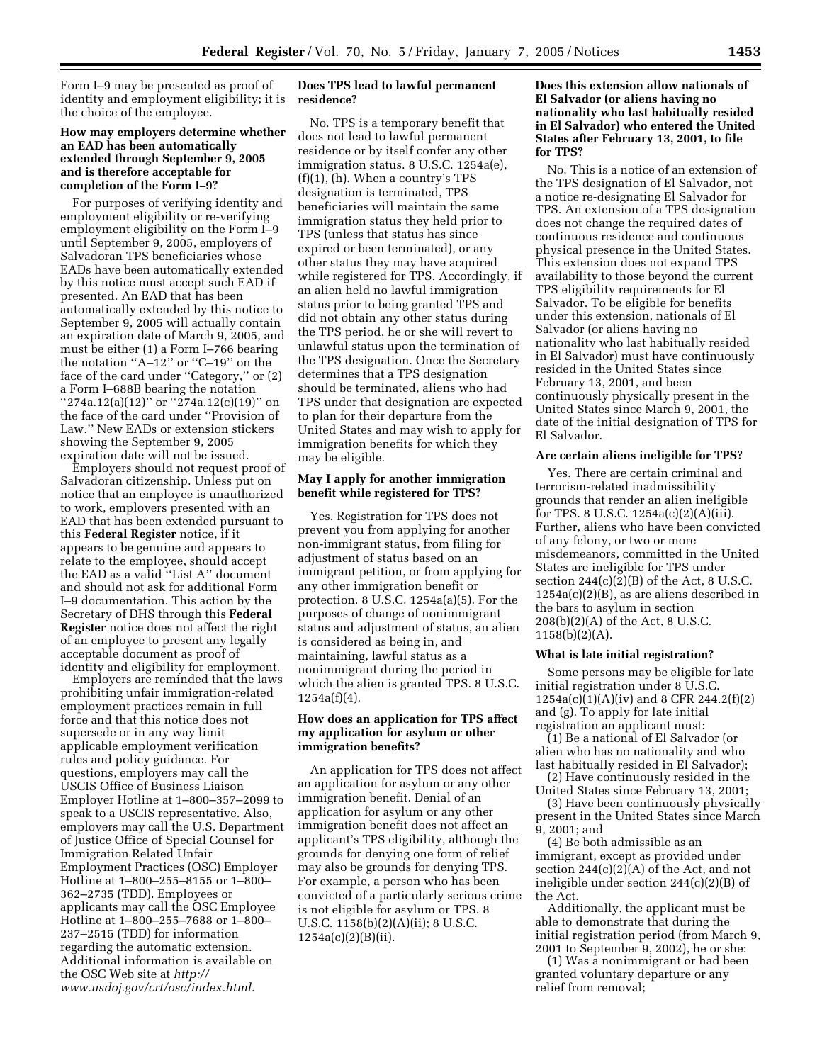Form I–9 may be presented as proof of identity and employment eligibility; it is the choice of the employee.

**How may employers determine whether an EAD has been automatically extended through September 9, 2005 and is therefore acceptable for completion of the Form I–9?**

For purposes of verifying identity and employment eligibility or re-verifying employment eligibility on the Form I–9 until September 9, 2005, employers of Salvadoran TPS beneficiaries whose EADs have been automatically extended by this notice must accept such EAD if presented. An EAD that has been automatically extended by this notice to September 9, 2005 will actually contain an expiration date of March 9, 2005, and must be either (1) a Form I–766 bearing the notation ''A–12'' or ''C–19'' on the face of the card under ''Category,'' or (2) a Form I–688B bearing the notation ''274a.12(a)(12)'' or ''274a.12(c)(19)'' on the face of the card under ''Provision of Law.'' New EADs or extension stickers showing the September 9, 2005 expiration date will not be issued.

Employers should not request proof of Salvadoran citizenship. Unless put on notice that an employee is unauthorized to work, employers presented with an EAD that has been extended pursuant to this **Federal Register** notice, if it appears to be genuine and appears to relate to the employee, should accept the EAD as a valid ''List A'' document and should not ask for additional Form I–9 documentation. This action by the Secretary of DHS through this **Federal Register** notice does not affect the right of an employee to present any legally acceptable document as proof of identity and eligibility for employment.

Employers are reminded that the laws prohibiting unfair immigration-related employment practices remain in full force and that this notice does not supersede or in any way limit applicable employment verification rules and policy guidance. For questions, employers may call the USCIS Office of Business Liaison Employer Hotline at 1–800–357–2099 to speak to a USCIS representative. Also, employers may call the U.S. Department of Justice Office of Special Counsel for Immigration Related Unfair Employment Practices (OSC) Employer Hotline at 1–800–255–8155 or 1–800–362–2735 (TDD). Employees or applicants may call the OSC Employee Hotline at 1–800–255–7688 or 1–800–237–2515 (TDD) for information regarding the automatic extension. Additional information is available on the OSC Web site at *http://www.usdoj.gov/crt/osc/index.html.*

**Does TPS lead to lawful permanent residence?**

No. TPS is a temporary benefit that does not lead to lawful permanent residence or by itself confer any other immigration status. 8 U.S.C. 1254a(e), (f)(1), (h). When a country's TPS designation is terminated, TPS beneficiaries will maintain the same immigration status they held prior to TPS (unless that status has since expired or been terminated), or any other status they may have acquired while registered for TPS. Accordingly, if an alien held no lawful immigration status prior to being granted TPS and did not obtain any other status during the TPS period, he or she will revert to unlawful status upon the termination of the TPS designation. Once the Secretary determines that a TPS designation should be terminated, aliens who had TPS under that designation are expected to plan for their departure from the United States and may wish to apply for immigration benefits for which they may be eligible.

**May I apply for another immigration benefit while registered for TPS?**

Yes. Registration for TPS does not prevent you from applying for another non-immigrant status, from filing for adjustment of status based on an immigrant petition, or from applying for any other immigration benefit or protection. 8 U.S.C. 1254a(a)(5). For the purposes of change of nonimmigrant status and adjustment of status, an alien is considered as being in, and maintaining, lawful status as a nonimmigrant during the period in which the alien is granted TPS. 8 U.S.C. 1254a(f)(4).

**How does an application for TPS affect my application for asylum or other immigration benefits?**

An application for TPS does not affect an application for asylum or any other immigration benefit. Denial of an application for asylum or any other immigration benefit does not affect an applicant's TPS eligibility, although the grounds for denying one form of relief may also be grounds for denying TPS. For example, a person who has been convicted of a particularly serious crime is not eligible for asylum or TPS. 8 U.S.C. 1158(b)(2)(A)(ii); 8 U.S.C. 1254a(c)(2)(B)(ii).

**Does this extension allow nationals of El Salvador (or aliens having no nationality who last habitually resided in El Salvador) who entered the United States after February 13, 2001, to file for TPS?**

No. This is a notice of an extension of the TPS designation of El Salvador, not a notice re-designating El Salvador for TPS. An extension of a TPS designation does not change the required dates of continuous residence and continuous physical presence in the United States. This extension does not expand TPS availability to those beyond the current TPS eligibility requirements for El Salvador. To be eligible for benefits under this extension, nationals of El Salvador (or aliens having no nationality who last habitually resided in El Salvador) must have continuously resided in the United States since February 13, 2001, and been continuously physically present in the United States since March 9, 2001, the date of the initial designation of TPS for El Salvador.

**Are certain aliens ineligible for TPS?**

Yes. There are certain criminal and terrorism-related inadmissibility grounds that render an alien ineligible for TPS. 8 U.S.C. 1254a(c)(2)(A)(iii). Further, aliens who have been convicted of any felony, or two or more misdemeanors, committed in the United States are ineligible for TPS under section 244(c)(2)(B) of the Act, 8 U.S.C. 1254a(c)(2)(B), as are aliens described in the bars to asylum in section 208(b)(2)(A) of the Act, 8 U.S.C. 1158(b)(2)(A).

**What is late initial registration?**

Some persons may be eligible for late initial registration under 8 U.S.C. 1254a(c)(1)(A)(iv) and 8 CFR 244.2(f)(2) and (g). To apply for late initial registration an applicant must:

(1) Be a national of El Salvador (or alien who has no nationality and who last habitually resided in El Salvador);

(2) Have continuously resided in the United States since February 13, 2001;

(3) Have been continuously physically present in the United States since March 9, 2001; and

(4) Be both admissible as an immigrant, except as provided under section 244(c)(2)(A) of the Act, and not ineligible under section 244(c)(2)(B) of the Act.

Additionally, the applicant must be able to demonstrate that during the initial registration period (from March 9, 2001 to September 9, 2002), he or she:

(1) Was a nonimmigrant or had been granted voluntary departure or any relief from removal;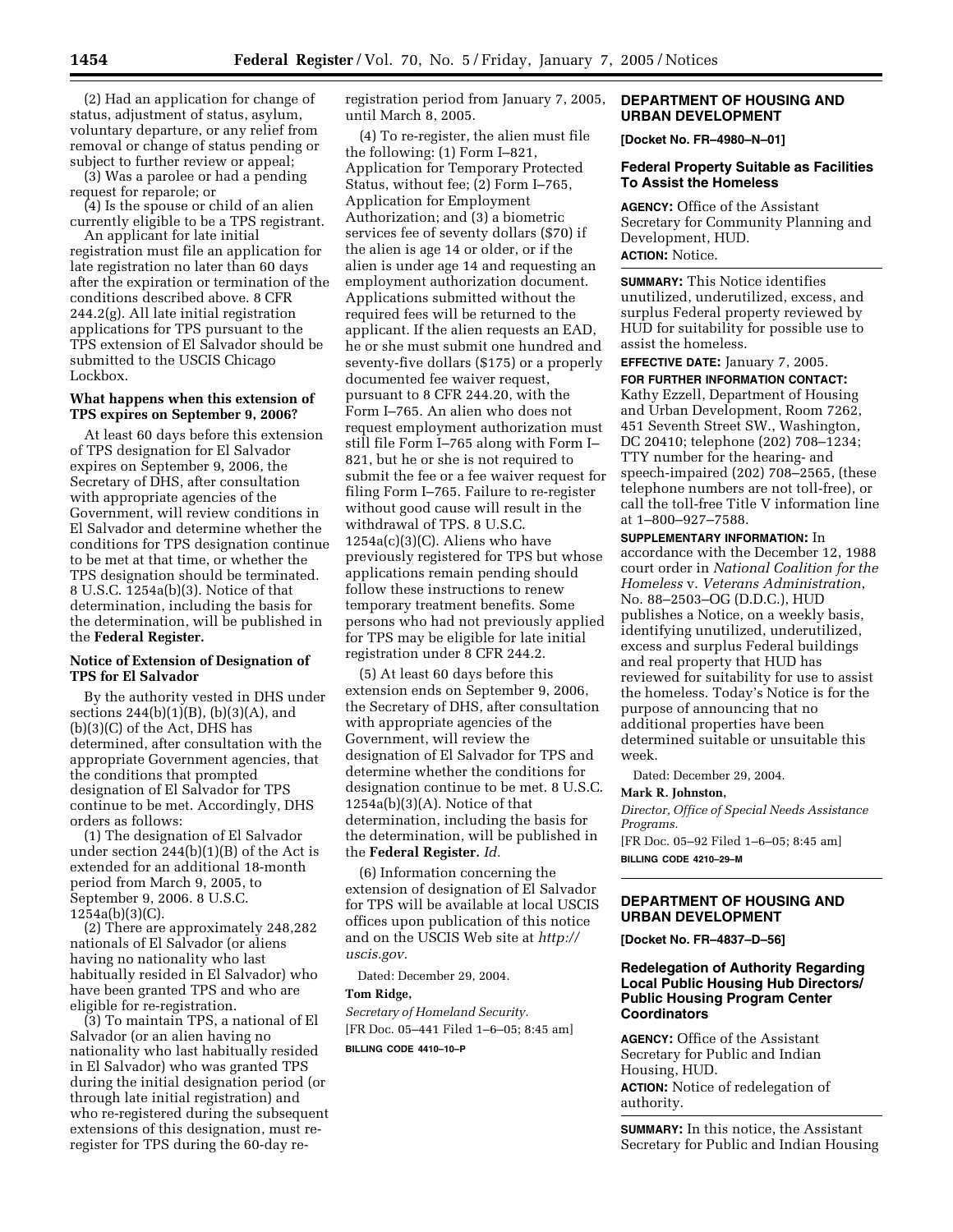(2) Had an application for change of status, adjustment of status, asylum, voluntary departure, or any relief from removal or change of status pending or subject to further review or appeal;

(3) Was a parolee or had a pending request for reparole; or

(4) Is the spouse or child of an alien currently eligible to be a TPS registrant.

An applicant for late initial registration must file an application for late registration no later than 60 days after the expiration or termination of the conditions described above. 8 CFR 244.2(g). All late initial registration applications for TPS pursuant to the TPS extension of El Salvador should be submitted to the USCIS Chicago Lockbox.

### What happens when this extension of TPS expires on September 9, 2006?

At least 60 days before this extension of TPS designation for El Salvador expires on September 9, 2006, the Secretary of DHS, after consultation with appropriate agencies of the Government, will review conditions in El Salvador and determine whether the conditions for TPS designation continue to be met at that time, or whether the TPS designation should be terminated. 8 U.S.C. 1254a(b)(3). Notice of that determination, including the basis for the determination, will be published in the **Federal Register.**

### Notice of Extension of Designation of TPS for El Salvador

By the authority vested in DHS under sections 244(b)(1)(B), (b)(3)(A), and (b)(3)(C) of the Act, DHS has determined, after consultation with the appropriate Government agencies, that the conditions that prompted designation of El Salvador for TPS continue to be met. Accordingly, DHS orders as follows:

(1) The designation of El Salvador under section 244(b)(1)(B) of the Act is extended for an additional 18-month period from March 9, 2005, to September 9, 2006. 8 U.S.C. 1254a(b)(3)(C).

(2) There are approximately 248,282 nationals of El Salvador (or aliens having no nationality who last habitually resided in El Salvador) who have been granted TPS and who are eligible for re-registration.

(3) To maintain TPS, a national of El Salvador (or an alien having no nationality who last habitually resided in El Salvador) who was granted TPS during the initial designation period (or through late initial registration) and who re-registered during the subsequent extensions of this designation, must re-register for TPS during the 60-day re-registration period from January 7, 2005, until March 8, 2005.

(4) To re-register, the alien must file the following: (1) Form I–821, Application for Temporary Protected Status, without fee; (2) Form I–765, Application for Employment Authorization; and (3) a biometric services fee of seventy dollars ($70) if the alien is age 14 or older, or if the alien is under age 14 and requesting an employment authorization document. Applications submitted without the required fees will be returned to the applicant. If the alien requests an EAD, he or she must submit one hundred and seventy-five dollars ($175) or a properly documented fee waiver request, pursuant to 8 CFR 244.20, with the Form I–765. An alien who does not request employment authorization must still file Form I–765 along with Form I–821, but he or she is not required to submit the fee or a fee waiver request for filing Form I–765. Failure to re-register without good cause will result in the withdrawal of TPS. 8 U.S.C. 1254a(c)(3)(C). Aliens who have previously registered for TPS but whose applications remain pending should follow these instructions to renew temporary treatment benefits. Some persons who had not previously applied for TPS may be eligible for late initial registration under 8 CFR 244.2.

(5) At least 60 days before this extension ends on September 9, 2006, the Secretary of DHS, after consultation with appropriate agencies of the Government, will review the designation of El Salvador for TPS and determine whether the conditions for designation continue to be met. 8 U.S.C. 1254a(b)(3)(A). Notice of that determination, including the basis for the determination, will be published in the **Federal Register.** *Id.*

(6) Information concerning the extension of designation of El Salvador for TPS will be available at local USCIS offices upon publication of this notice and on the USCIS Web site at *http://uscis.gov.*

Dated: December 29, 2004.

**Tom Ridge,**

*Secretary of Homeland Security.*

[FR Doc. 05–441 Filed 1–6–05; 8:45 am]

**BILLING CODE 4410–10–P**

## DEPARTMENT OF HOUSING AND URBAN DEVELOPMENT

**[Docket No. FR–4980–N–01]**

### Federal Property Suitable as Facilities To Assist the Homeless

**AGENCY:** Office of the Assistant Secretary for Community Planning and Development, HUD.

**ACTION:** Notice.

**SUMMARY:** This Notice identifies unutilized, underutilized, excess, and surplus Federal property reviewed by HUD for suitability for possible use to assist the homeless.

**EFFECTIVE DATE:** January 7, 2005.

**FOR FURTHER INFORMATION CONTACT:** Kathy Ezzell, Department of Housing and Urban Development, Room 7262, 451 Seventh Street SW., Washington, DC 20410; telephone (202) 708–1234; TTY number for the hearing- and speech-impaired (202) 708–2565, (these telephone numbers are not toll-free), or call the toll-free Title V information line at 1–800–927–7588.

**SUPPLEMENTARY INFORMATION:** In accordance with the December 12, 1988 court order in *National Coalition for the Homeless* v. *Veterans Administration*, No. 88–2503–OG (D.D.C.), HUD publishes a Notice, on a weekly basis, identifying unutilized, underutilized, excess and surplus Federal buildings and real property that HUD has reviewed for suitability for use to assist the homeless. Today's Notice is for the purpose of announcing that no additional properties have been determined suitable or unsuitable this week.

Dated: December 29, 2004.

**Mark R. Johnston,**

*Director, Office of Special Needs Assistance Programs.*

[FR Doc. 05–92 Filed 1–6–05; 8:45 am]

**BILLING CODE 4210–29–M**

## DEPARTMENT OF HOUSING AND URBAN DEVELOPMENT

**[Docket No. FR–4837–D–56]**

### Redelegation of Authority Regarding Local Public Housing Hub Directors/ Public Housing Program Center Coordinators

**AGENCY:** Office of the Assistant Secretary for Public and Indian Housing, HUD.

**ACTION:** Notice of redelegation of authority.

**SUMMARY:** In this notice, the Assistant Secretary for Public and Indian Housing